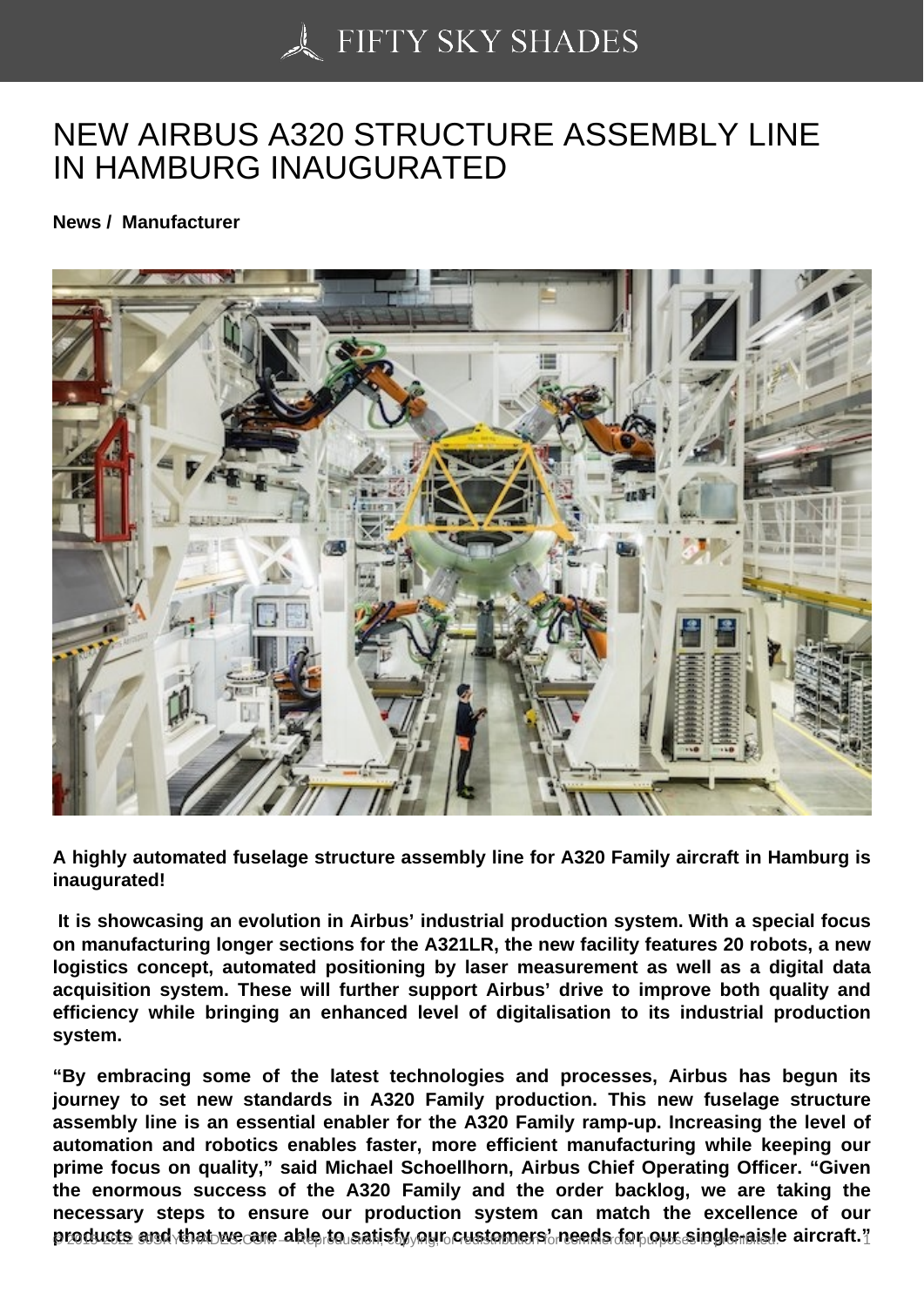# NEW AIRBUS A320 STRUCTURE ASSEMBLY LINE IN HAMBURG INAUGURATED

**News / Manufacturer**

**A highly automated fuselage structure assembly line for A320 Family aircraft in Hamburg is inaugurated!**

**It is showcasing an evolution in Airbus' industrial production system. With a special focus on manufacturing longer sections for the A321LR, the new facility features 20 robots, a new logistics concept, automated positioning by laser measurement as well as a digital data acquisition system. These will further support Airbus' drive to improve both quality and efficiency while bringing an enhanced level of digitalisation to its industrial production system.**

**"By embracing some of the latest technologies and processes, Airbus has begun its journey to set new standards in A320 Family production. This new fuselage structure assembly line is an essential enabler for the A320 Family ramp-up. Increasing the level of automation and robotics enables faster, more efficient manufacturing while keeping our prime focus on quality," said Michael Schoellhorn, Airbus Chief Operating Officer. "Given the enormous success of the A320 Family and the order backlog, we are taking the necessary steps to ensure our production system can match the excellence of our products and that we are able to satisfy our customers' needs for our single-aisle aircraft."**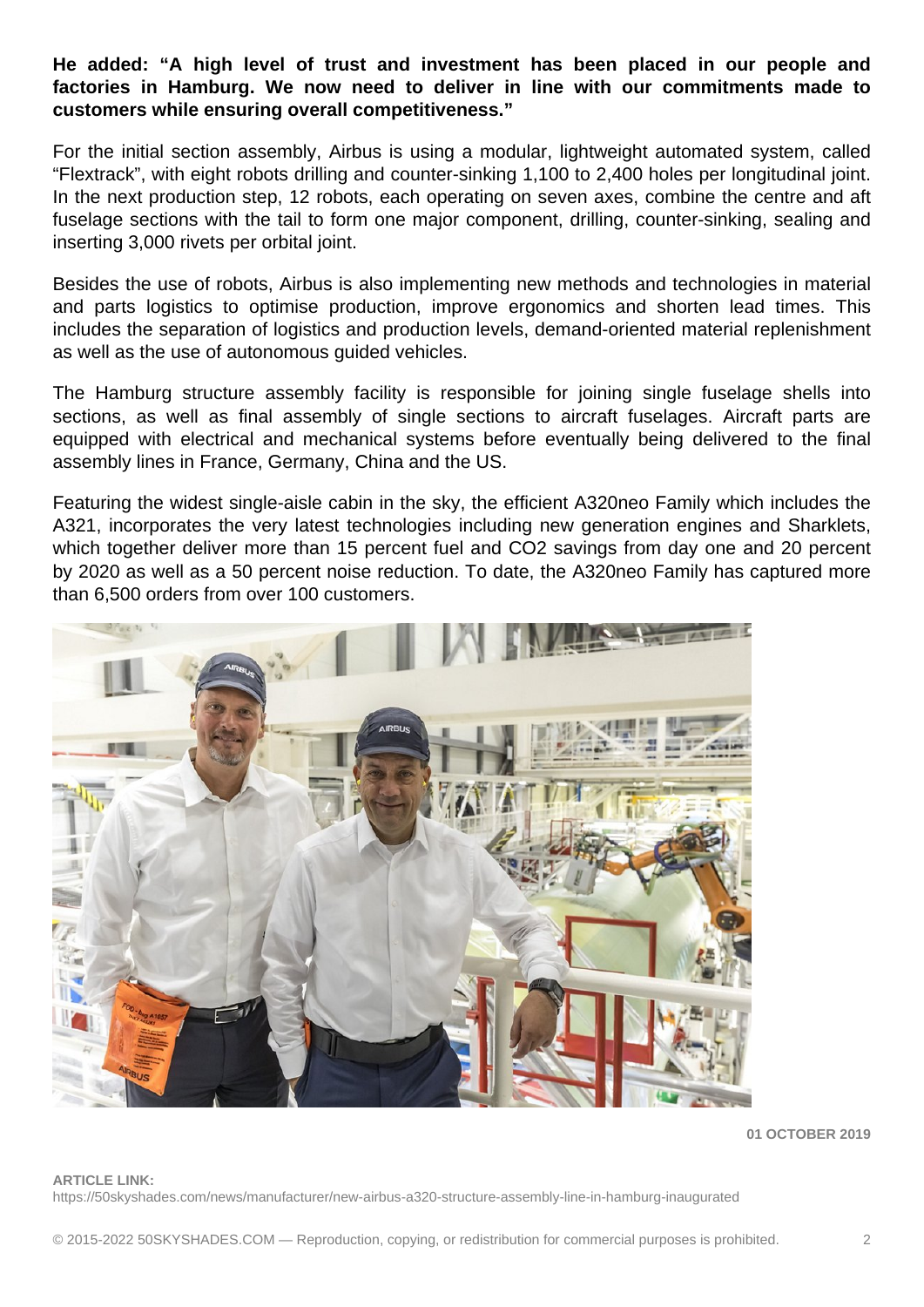**He added: “A high level of trust and investment has been placed in our people and factories in Hamburg. We now need to deliver in line with our commitments made to customers while ensuring overall competitiveness.”**

For the initial section assembly, Airbus is using a modular, lightweight automated system, called “Flextrack”, with eight robots drilling and counter-sinking 1,100 to 2,400 holes per longitudinal joint. In the next production step, 12 robots, each operating on seven axes, combine the centre and aft fuselage sections with the tail to form one major component, drilling, counter-sinking, sealing and inserting 3,000 rivets per orbital joint.

Besides the use of robots, Airbus is also implementing new methods and technologies in material and parts logistics to optimise production, improve ergonomics and shorten lead times. This includes the separation of logistics and production levels, demand-oriented material replenishment as well as the use of autonomous guided vehicles.

The Hamburg structure assembly facility is responsible for joining single fuselage shells into sections, as well as final assembly of single sections to aircraft fuselages. Aircraft parts are equipped with electrical and mechanical systems before eventually being delivered to the final assembly lines in France, Germany, China and the US.

Featuring the widest single-aisle cabin in the sky, the efficient A320neo Family which includes the A321, incorporates the very latest technologies including new generation engines and Sharklets, which together deliver more than 15 percent fuel and $CO_2$ savings from day one and 20 percent by 2020 as well as a 50 percent noise reduction. To date, the A320neo Family has captured more than 6,500 orders from over 100 customers.

**01 OCTOBER 2019**

**ARTICLE LINK:**
https://50skyshades.com/news/manufacturer/new-airbus-a320-structure-assembly-line-in-hamburg-inaugurated

© 2015-2022 50SKYSHADES.COM — Reproduction, copying, or redistribution for commercial purposes is prohibited.